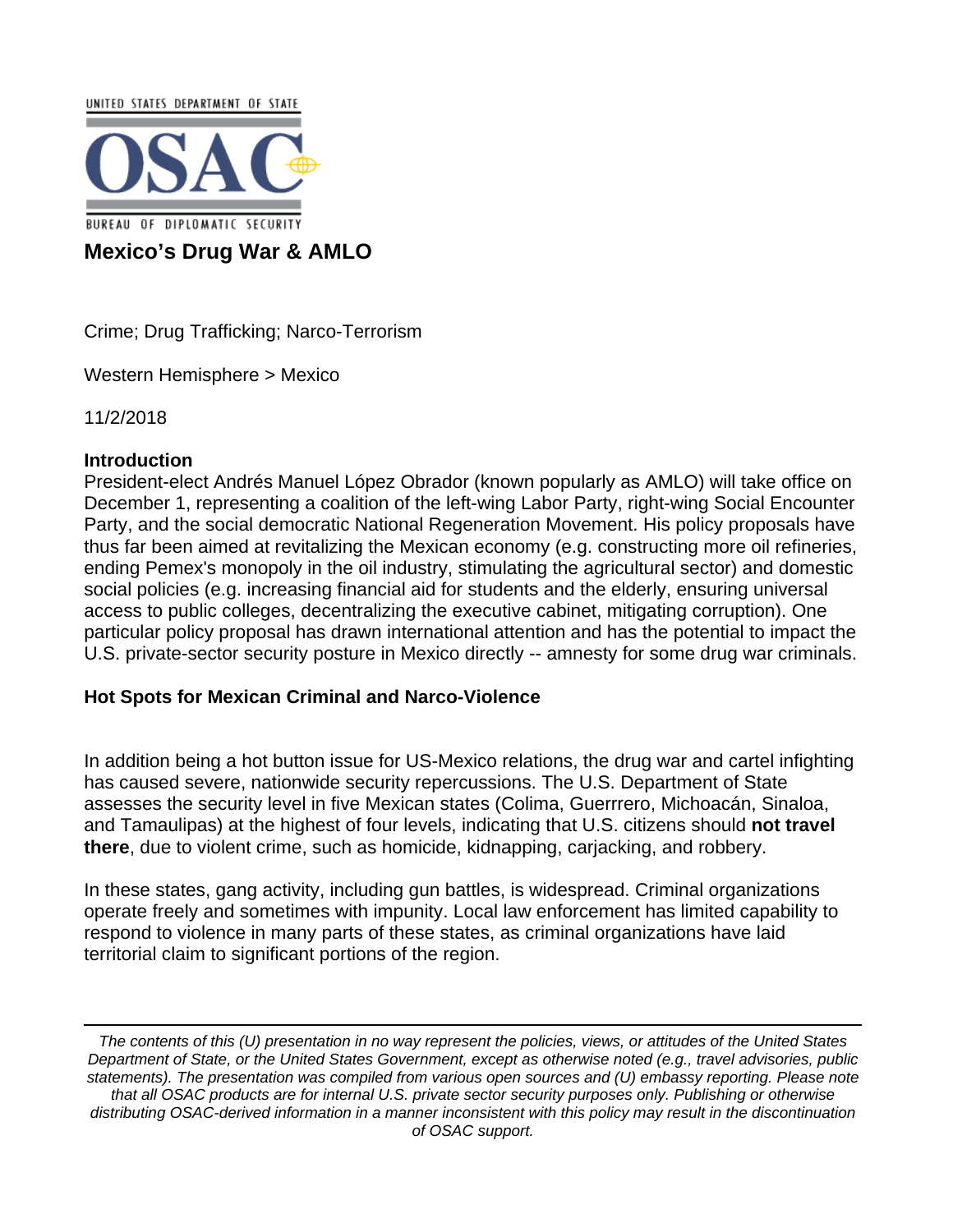UNITED STATES DEPARTMENT OF STATE

OSAC

BUREAU OF DIPLOMATIC SECURITY

# Mexico's Drug War & AMLO

Crime; Drug Trafficking; Narco-Terrorism

Western Hemisphere > Mexico

11/2/2018

## Introduction

President-elect Andrés Manuel López Obrador (known popularly as AMLO) will take office on December 1, representing a coalition of the left-wing Labor Party, right-wing Social Encounter Party, and the social democratic National Regeneration Movement. His policy proposals have thus far been aimed at revitalizing the Mexican economy (e.g. constructing more oil refineries, ending Pemex's monopoly in the oil industry, stimulating the agricultural sector) and domestic social policies (e.g. increasing financial aid for students and the elderly, ensuring universal access to public colleges, decentralizing the executive cabinet, mitigating corruption). One particular policy proposal has drawn international attention and has the potential to impact the U.S. private-sector security posture in Mexico directly -- amnesty for some drug war criminals.

## Hot Spots for Mexican Criminal and Narco-Violence

In addition being a hot button issue for US-Mexico relations, the drug war and cartel infighting has caused severe, nationwide security repercussions. The U.S. Department of State assesses the security level in five Mexican states (Colima, Guerrrero, Michoacán, Sinaloa, and Tamaulipas) at the highest of four levels, indicating that U.S. citizens should **not travel there**, due to violent crime, such as homicide, kidnapping, carjacking, and robbery.

In these states, gang activity, including gun battles, is widespread. Criminal organizations operate freely and sometimes with impunity. Local law enforcement has limited capability to respond to violence in many parts of these states, as criminal organizations have laid territorial claim to significant portions of the region.

---

*The contents of this (U) presentation in no way represent the policies, views, or attitudes of the United States Department of State, or the United States Government, except as otherwise noted (e.g., travel advisories, public statements). The presentation was compiled from various open sources and (U) embassy reporting. Please note that all OSAC products are for internal U.S. private sector security purposes only. Publishing or otherwise distributing OSAC-derived information in a manner inconsistent with this policy may result in the discontinuation of OSAC support.*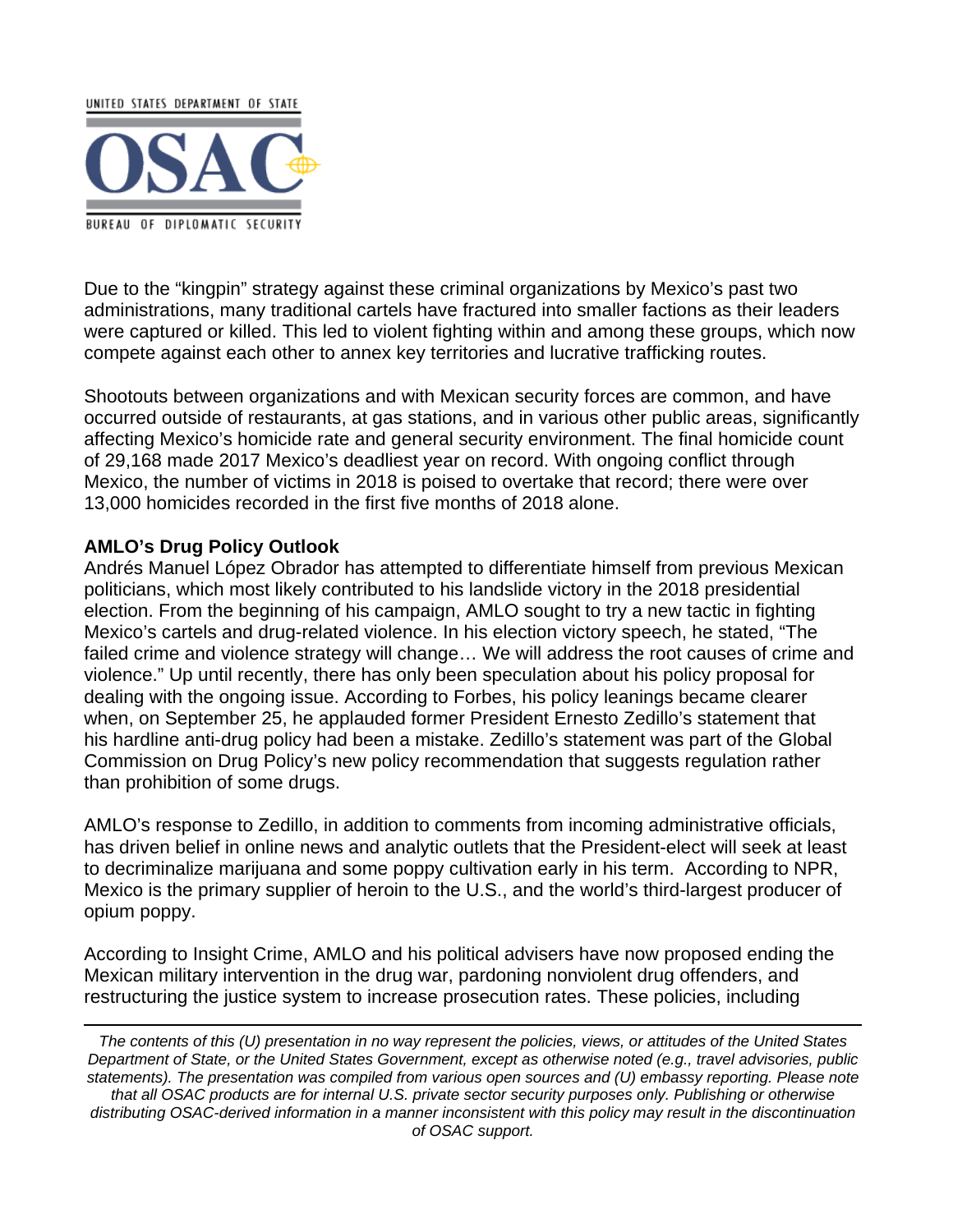Due to the "kingpin" strategy against these criminal organizations by Mexico's past two administrations, many traditional cartels have fractured into smaller factions as their leaders were captured or killed. This led to violent fighting within and among these groups, which now compete against each other to annex key territories and lucrative trafficking routes.

Shootouts between organizations and with Mexican security forces are common, and have occurred outside of restaurants, at gas stations, and in various other public areas, significantly affecting Mexico's homicide rate and general security environment. The final homicide count of 29,168 made 2017 Mexico's deadliest year on record. With ongoing conflict through Mexico, the number of victims in 2018 is poised to overtake that record; there were over 13,000 homicides recorded in the first five months of 2018 alone.

**AMLO's Drug Policy Outlook**

Andrés Manuel López Obrador has attempted to differentiate himself from previous Mexican politicians, which most likely contributed to his landslide victory in the 2018 presidential election. From the beginning of his campaign, AMLO sought to try a new tactic in fighting Mexico's cartels and drug-related violence. In his election victory speech, he stated, "The failed crime and violence strategy will change… We will address the root causes of crime and violence." Up until recently, there has only been speculation about his policy proposal for dealing with the ongoing issue. According to Forbes, his policy leanings became clearer when, on September 25, he applauded former President Ernesto Zedillo's statement that his hardline anti-drug policy had been a mistake. Zedillo's statement was part of the Global Commission on Drug Policy's new policy recommendation that suggests regulation rather than prohibition of some drugs.

AMLO's response to Zedillo, in addition to comments from incoming administrative officials, has driven belief in online news and analytic outlets that the President-elect will seek at least to decriminalize marijuana and some poppy cultivation early in his term. According to NPR, Mexico is the primary supplier of heroin to the U.S., and the world's third-largest producer of opium poppy.

According to Insight Crime, AMLO and his political advisers have now proposed ending the Mexican military intervention in the drug war, pardoning nonviolent drug offenders, and restructuring the justice system to increase prosecution rates. These policies, including

*The contents of this (U) presentation in no way represent the policies, views, or attitudes of the United States Department of State, or the United States Government, except as otherwise noted (e.g., travel advisories, public statements). The presentation was compiled from various open sources and (U) embassy reporting. Please note that all OSAC products are for internal U.S. private sector security purposes only. Publishing or otherwise distributing OSAC-derived information in a manner inconsistent with this policy may result in the discontinuation of OSAC support.*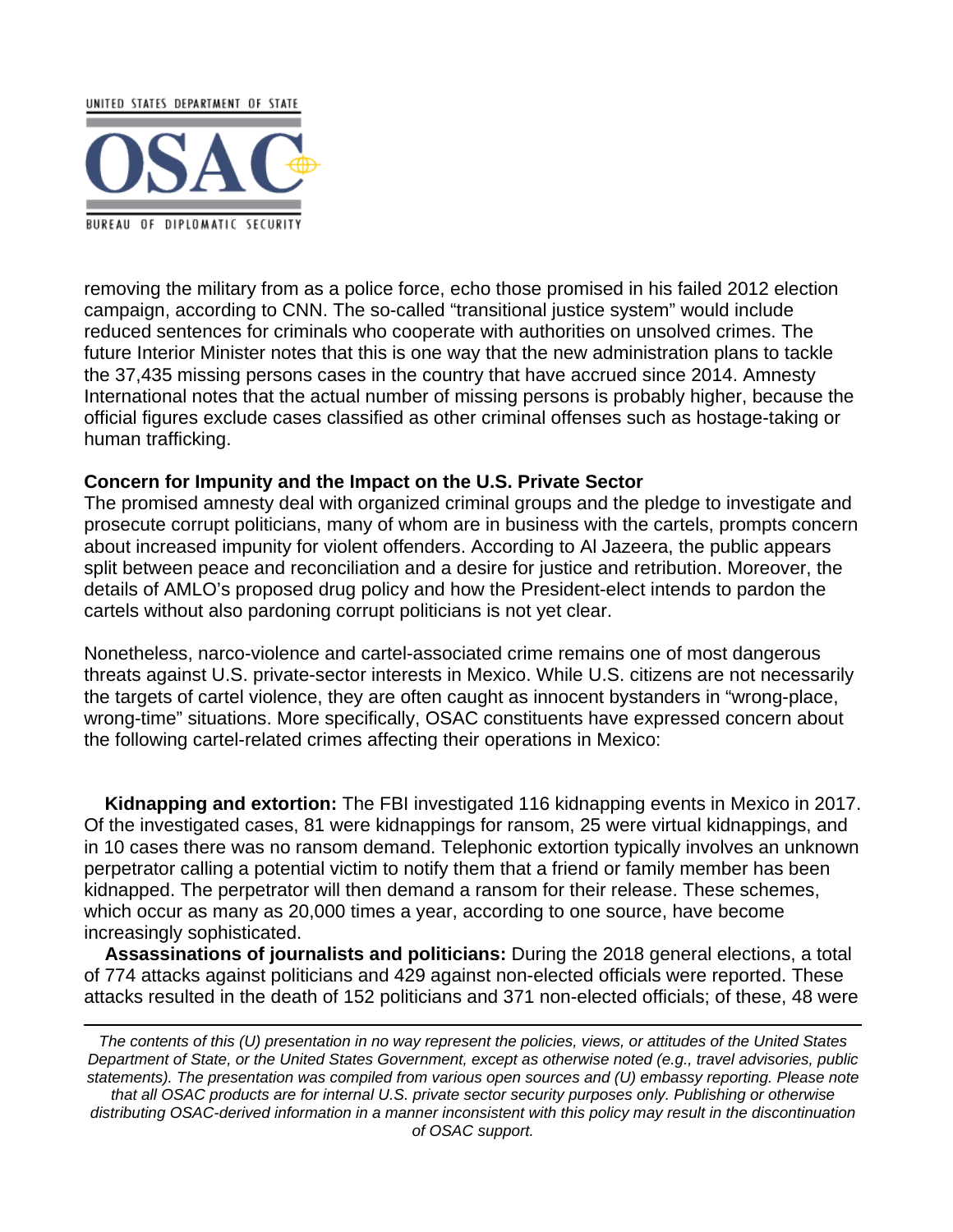removing the military from as a police force, echo those promised in his failed 2012 election campaign, according to CNN. The so-called “transitional justice system” would include reduced sentences for criminals who cooperate with authorities on unsolved crimes. The future Interior Minister notes that this is one way that the new administration plans to tackle the 37,435 missing persons cases in the country that have accrued since 2014. Amnesty International notes that the actual number of missing persons is probably higher, because the official figures exclude cases classified as other criminal offenses such as hostage-taking or human trafficking.

**Concern for Impunity and the Impact on the U.S. Private Sector**

The promised amnesty deal with organized criminal groups and the pledge to investigate and prosecute corrupt politicians, many of whom are in business with the cartels, prompts concern about increased impunity for violent offenders. According to Al Jazeera, the public appears split between peace and reconciliation and a desire for justice and retribution. Moreover, the details of AMLO’s proposed drug policy and how the President-elect intends to pardon the cartels without also pardoning corrupt politicians is not yet clear.

Nonetheless, narco-violence and cartel-associated crime remains one of most dangerous threats against U.S. private-sector interests in Mexico. While U.S. citizens are not necessarily the targets of cartel violence, they are often caught as innocent bystanders in “wrong-place, wrong-time” situations. More specifically, OSAC constituents have expressed concern about the following cartel-related crimes affecting their operations in Mexico:

**Kidnapping and extortion:** The FBI investigated 116 kidnapping events in Mexico in 2017. Of the investigated cases, 81 were kidnappings for ransom, 25 were virtual kidnappings, and in 10 cases there was no ransom demand. Telephonic extortion typically involves an unknown perpetrator calling a potential victim to notify them that a friend or family member has been kidnapped. The perpetrator will then demand a ransom for their release. These schemes, which occur as many as 20,000 times a year, according to one source, have become increasingly sophisticated.

**Assassinations of journalists and politicians:** During the 2018 general elections, a total of 774 attacks against politicians and 429 against non-elected officials were reported. These attacks resulted in the death of 152 politicians and 371 non-elected officials; of these, 48 were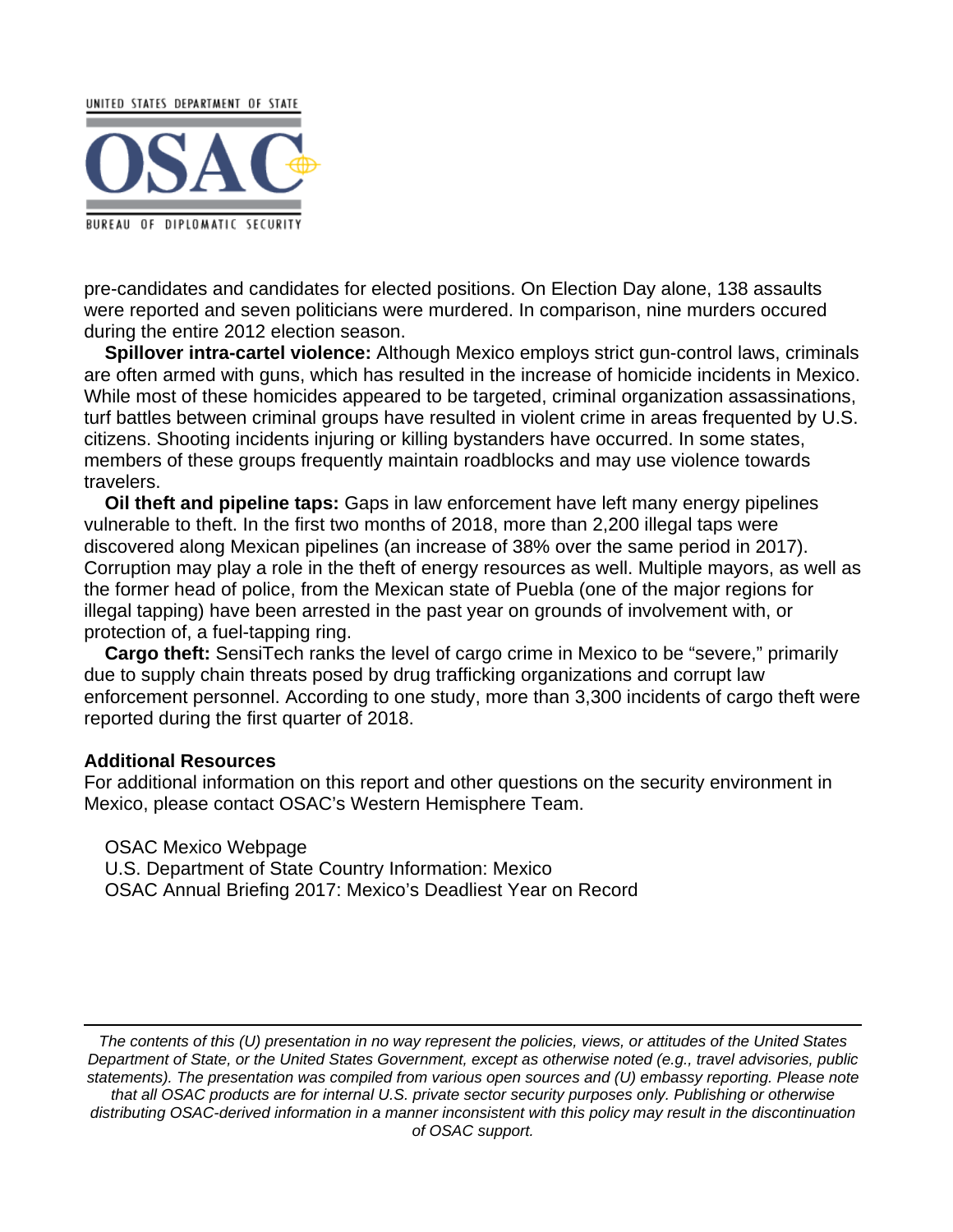pre-candidates and candidates for elected positions. On Election Day alone, 138 assaults were reported and seven politicians were murdered. In comparison, nine murders occured during the entire 2012 election season.

**Spillover intra-cartel violence:** Although Mexico employs strict gun-control laws, criminals are often armed with guns, which has resulted in the increase of homicide incidents in Mexico. While most of these homicides appeared to be targeted, criminal organization assassinations, turf battles between criminal groups have resulted in violent crime in areas frequented by U.S. citizens. Shooting incidents injuring or killing bystanders have occurred. In some states, members of these groups frequently maintain roadblocks and may use violence towards travelers.

**Oil theft and pipeline taps:** Gaps in law enforcement have left many energy pipelines vulnerable to theft. In the first two months of 2018, more than 2,200 illegal taps were discovered along Mexican pipelines (an increase of 38% over the same period in 2017). Corruption may play a role in the theft of energy resources as well. Multiple mayors, as well as the former head of police, from the Mexican state of Puebla (one of the major regions for illegal tapping) have been arrested in the past year on grounds of involvement with, or protection of, a fuel-tapping ring.

**Cargo theft:** SensiTech ranks the level of cargo crime in Mexico to be "severe," primarily due to supply chain threats posed by drug trafficking organizations and corrupt law enforcement personnel. According to one study, more than 3,300 incidents of cargo theft were reported during the first quarter of 2018.

**Additional Resources**

For additional information on this report and other questions on the security environment in Mexico, please contact OSAC's Western Hemisphere Team.

OSAC Mexico Webpage
U.S. Department of State Country Information: Mexico
OSAC Annual Briefing 2017: Mexico's Deadliest Year on Record

---

*The contents of this (U) presentation in no way represent the policies, views, or attitudes of the United States Department of State, or the United States Government, except as otherwise noted (e.g., travel advisories, public statements). The presentation was compiled from various open sources and (U) embassy reporting. Please note that all OSAC products are for internal U.S. private sector security purposes only. Publishing or otherwise distributing OSAC-derived information in a manner inconsistent with this policy may result in the discontinuation of OSAC support.*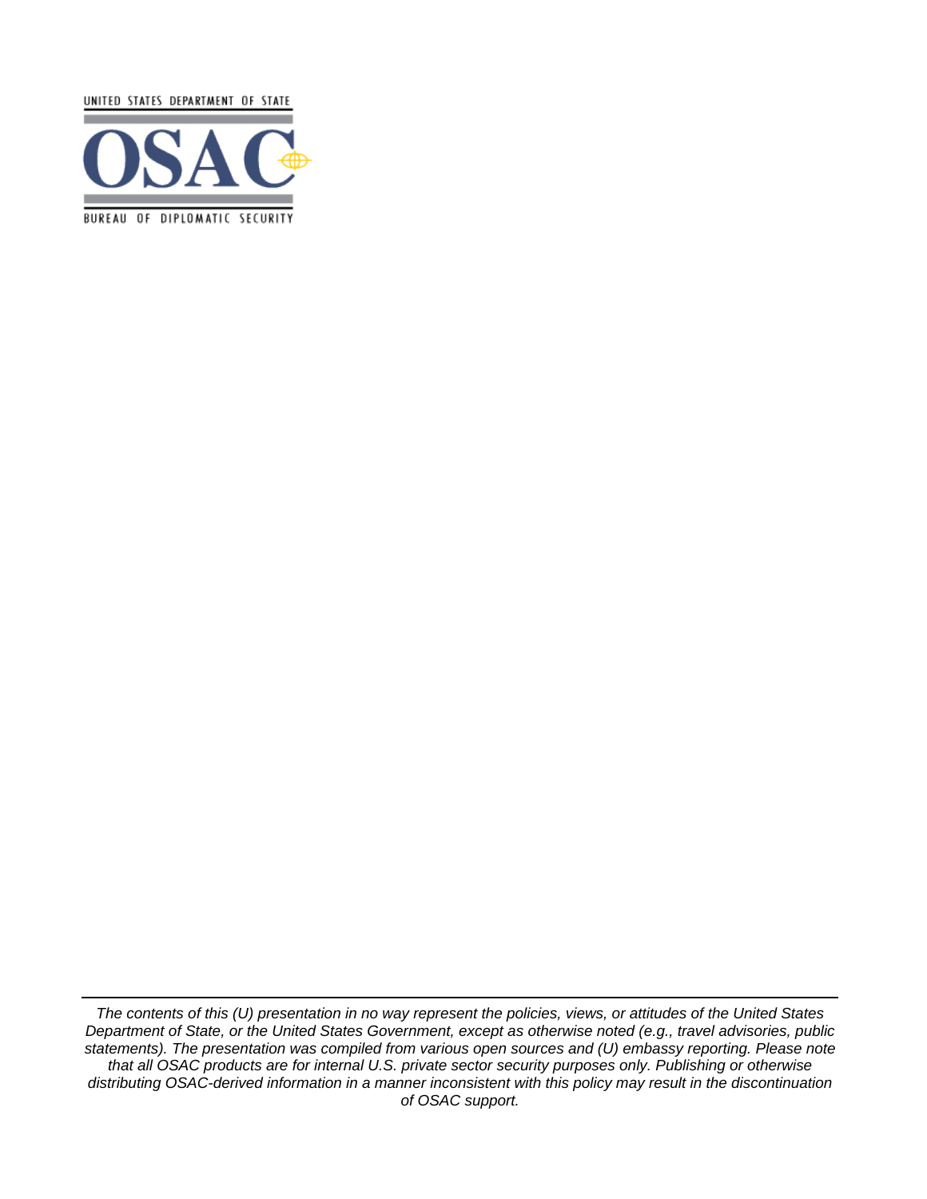UNITED STATES DEPARTMENT OF STATE

OSAC

BUREAU OF DIPLOMATIC SECURITY

---

*The contents of this (U) presentation in no way represent the policies, views, or attitudes of the United States Department of State, or the United States Government, except as otherwise noted (e.g., travel advisories, public statements). The presentation was compiled from various open sources and (U) embassy reporting. Please note that all OSAC products are for internal U.S. private sector security purposes only. Publishing or otherwise distributing OSAC-derived information in a manner inconsistent with this policy may result in the discontinuation of OSAC support.*